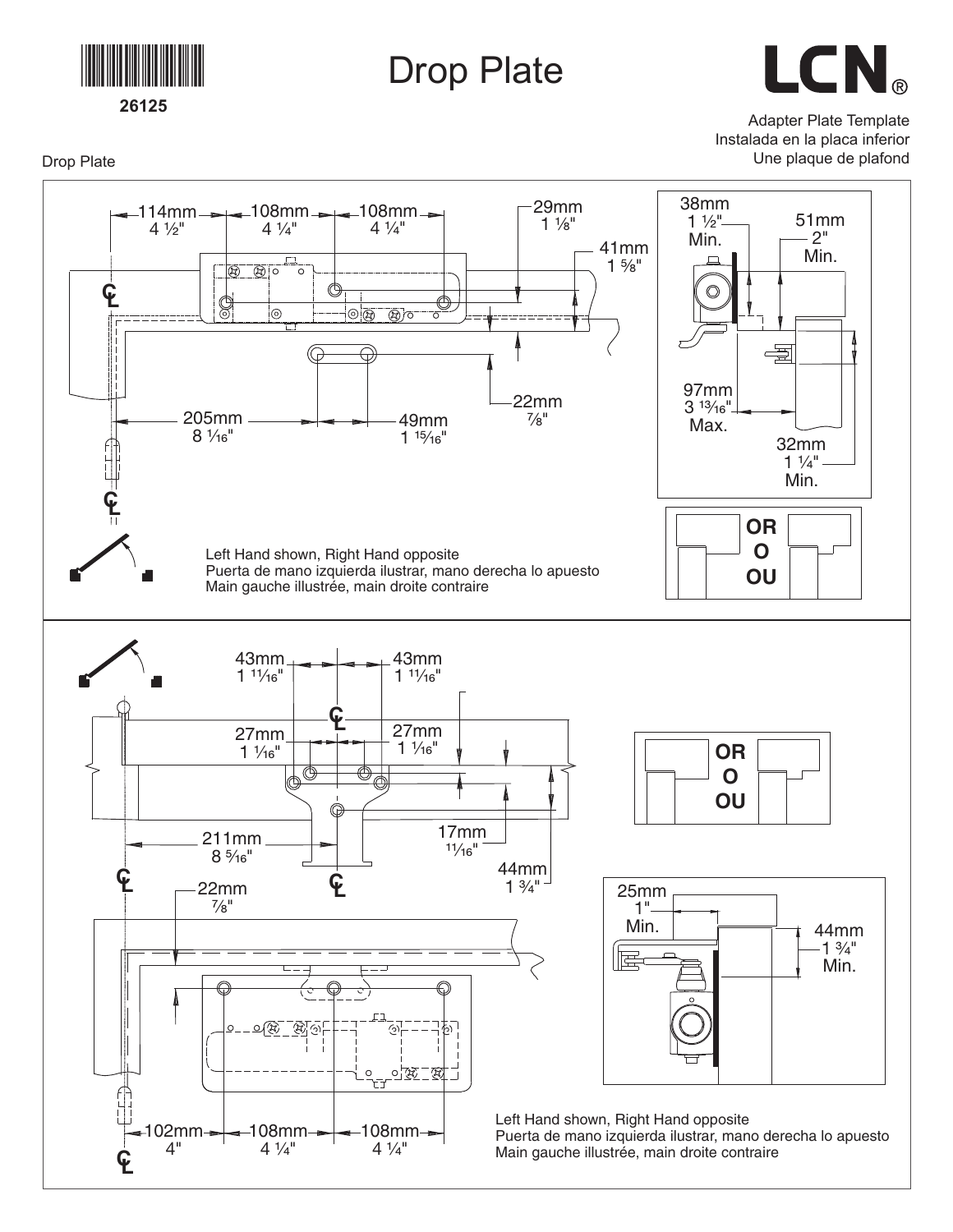26125

# Drop Plate

LCN®

Adapter Plate Template
Instalada en la placa inferior
Une plaque de plafond

Drop Plate

114mm 4 1/2" — 108mm 4 1/4" — 108mm 4 1/4"

29mm 1 1/8"

41mm 1 5/8"

205mm 8 1/16"

49mm 1 15/16"

22mm 7/8"

38mm 1 1/2" Min.

51mm 2" Min.

97mm 3 13/16" Max.

32mm 1 1/4" Min.

OR
O
OU

Left Hand shown, Right Hand opposite
Puerta de mano izquierda ilustrar, mano derecha lo apuesto
Main gauche illustrée, main droite contraire

43mm 1 11/16" — 43mm 1 11/16"

27mm 1 1/16" — 27mm 1 1/16"

211mm 8 5/16"

17mm 11/16"

44mm 1 3/4"

22mm 7/8"

OR
O
OU

25mm 1" Min.

44mm 1 3/4" Min.

102mm 4" — 108mm 4 1/4" — 108mm 4 1/4"

Left Hand shown, Right Hand opposite
Puerta de mano izquierda ilustrar, mano derecha lo apuesto
Main gauche illustrée, main droite contraire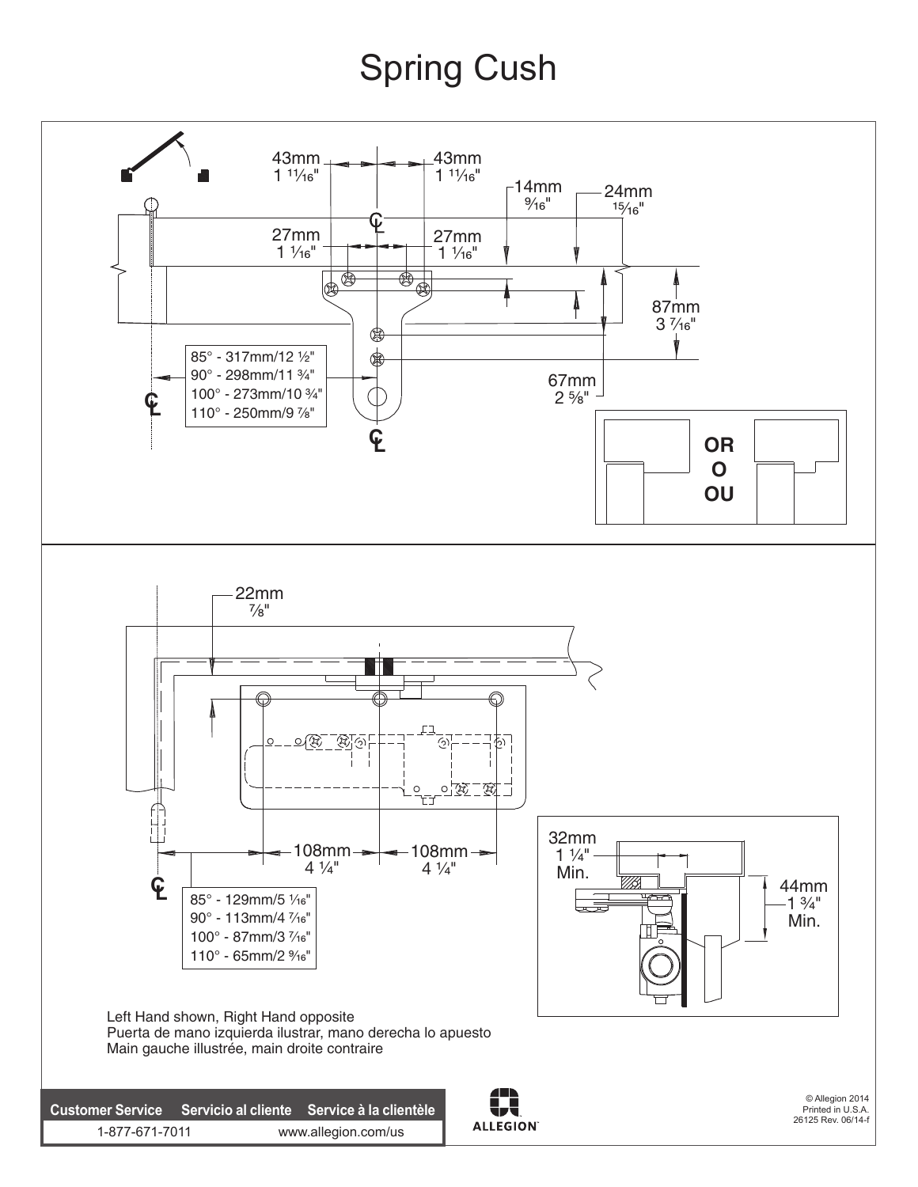# Spring Cush

43mm 1 11/16"  43mm 1 11/16"

14mm 9/16"  24mm 15/16"

27mm 1 1/16"  27mm 1 1/16"

87mm 3 7/16"

67mm 2 5/8"

| |
|---|
| 85° - 317mm/12 ½" |
| 90° - 298mm/11 ¾" |
| 100° - 273mm/10 ¾" |
| 110° - 250mm/9 ⅞" |

CL

OR
O
OU

22mm ⅞"

108mm 4 ¼"  108mm 4 ¼"

| |
|---|
| 85° - 129mm/5 1/16" |
| 90° - 113mm/4 7/16" |
| 100° - 87mm/3 7/16" |
| 110° - 65mm/2 9/16" |

32mm 1 ¼" Min.

44mm 1 ¾" Min.

Left Hand shown, Right Hand opposite
Puerta de mano izquierda ilustrar, mano derecha lo apuesto
Main gauche illustrée, main droite contraire

| Customer Service | Servicio al cliente | Service à la clientèle |
|---|---|---|
| 1-877-671-7011 | | www.allegion.com/us |

ALLEGION

© Allegion 2014
Printed in U.S.A.
26125 Rev. 06/14-f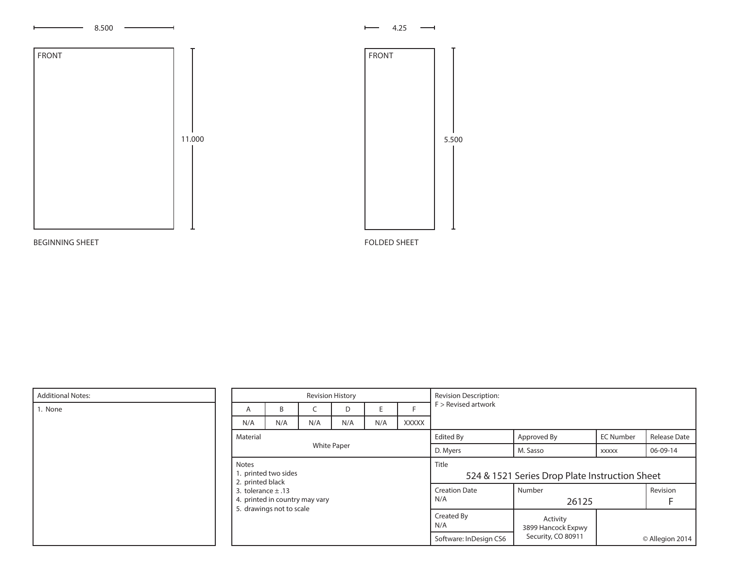8.500

FRONT

11.000

BEGINNING SHEET

4.25

FRONT

5.500

FOLDED SHEET

**Additional Notes:**

1. None

| Revision History | | | | | |
|---|---|---|---|---|---|
| A | B | C | D | E | F |
| N/A | N/A | N/A | N/A | N/A | XXXXX |

**Material**
White Paper

**Notes**
1. printed two sides
2. printed black
3. tolerance ± .13
4. printed in country may vary
5. drawings not to scale

**Revision Description:**
F > Revised artwork

| Edited By | Approved By | EC Number | Release Date |
|---|---|---|---|
| D. Myers | M. Sasso | xxxxx | 06-09-14 |

**Title**
524 & 1521 Series Drop Plate Instruction Sheet

| Creation Date | Number | Revision |
|---|---|---|
| N/A | 26125 | F |

**Created By**
N/A

**Software:** InDesign CS6

**Activity**
3899 Hancock Expwy
Security, CO 80911

© Allegion 2014